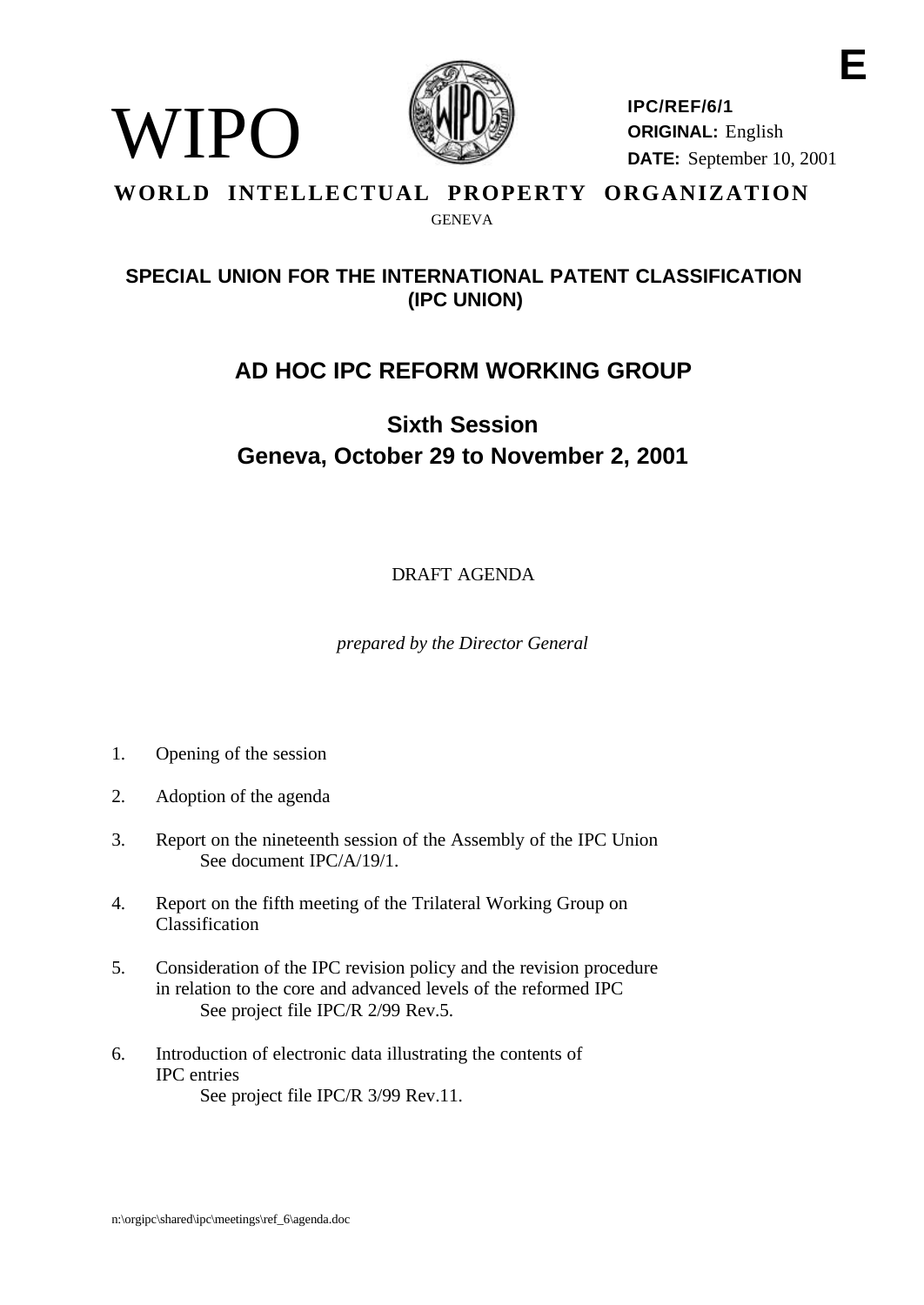WIPO

**IPC/REF/6/1**
**ORIGINAL:** English
**DATE:** September 10, 2001

E

**WORLD INTELLECTUAL PROPERTY ORGANIZATION**

GENEVA

## SPECIAL UNION FOR THE INTERNATIONAL PATENT CLASSIFICATION (IPC UNION)

# AD HOC IPC REFORM WORKING GROUP

## Sixth Session
## Geneva, October 29 to November 2, 2001

DRAFT AGENDA

*prepared by the Director General*

1. Opening of the session

2. Adoption of the agenda

3. Report on the nineteenth session of the Assembly of the IPC Union
   See document IPC/A/19/1.

4. Report on the fifth meeting of the Trilateral Working Group on Classification

5. Consideration of the IPC revision policy and the revision procedure in relation to the core and advanced levels of the reformed IPC
   See project file IPC/R 2/99 Rev.5.

6. Introduction of electronic data illustrating the contents of IPC entries
   See project file IPC/R 3/99 Rev.11.

n:\orgipc\shared\ipc\meetings\ref_6\agenda.doc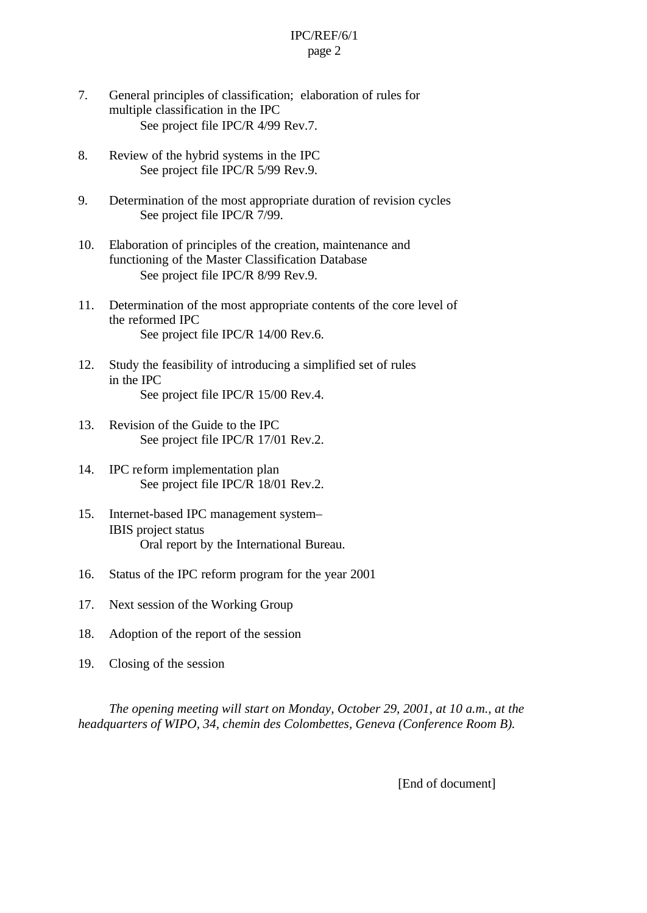7. General principles of classification; elaboration of rules for multiple classification in the IPC
   See project file IPC/R 4/99 Rev.7.

8. Review of the hybrid systems in the IPC
   See project file IPC/R 5/99 Rev.9.

9. Determination of the most appropriate duration of revision cycles
   See project file IPC/R 7/99.

10. Elaboration of principles of the creation, maintenance and functioning of the Master Classification Database
    See project file IPC/R 8/99 Rev.9.

11. Determination of the most appropriate contents of the core level of the reformed IPC
    See project file IPC/R 14/00 Rev.6.

12. Study the feasibility of introducing a simplified set of rules in the IPC
    See project file IPC/R 15/00 Rev.4.

13. Revision of the Guide to the IPC
    See project file IPC/R 17/01 Rev.2.

14. IPC reform implementation plan
    See project file IPC/R 18/01 Rev.2.

15. Internet-based IPC management system– IBIS project status
    Oral report by the International Bureau.

16. Status of the IPC reform program for the year 2001

17. Next session of the Working Group

18. Adoption of the report of the session

19. Closing of the session

*The opening meeting will start on Monday, October 29, 2001, at 10 a.m., at the headquarters of WIPO, 34, chemin des Colombettes, Geneva (Conference Room B).*

[End of document]